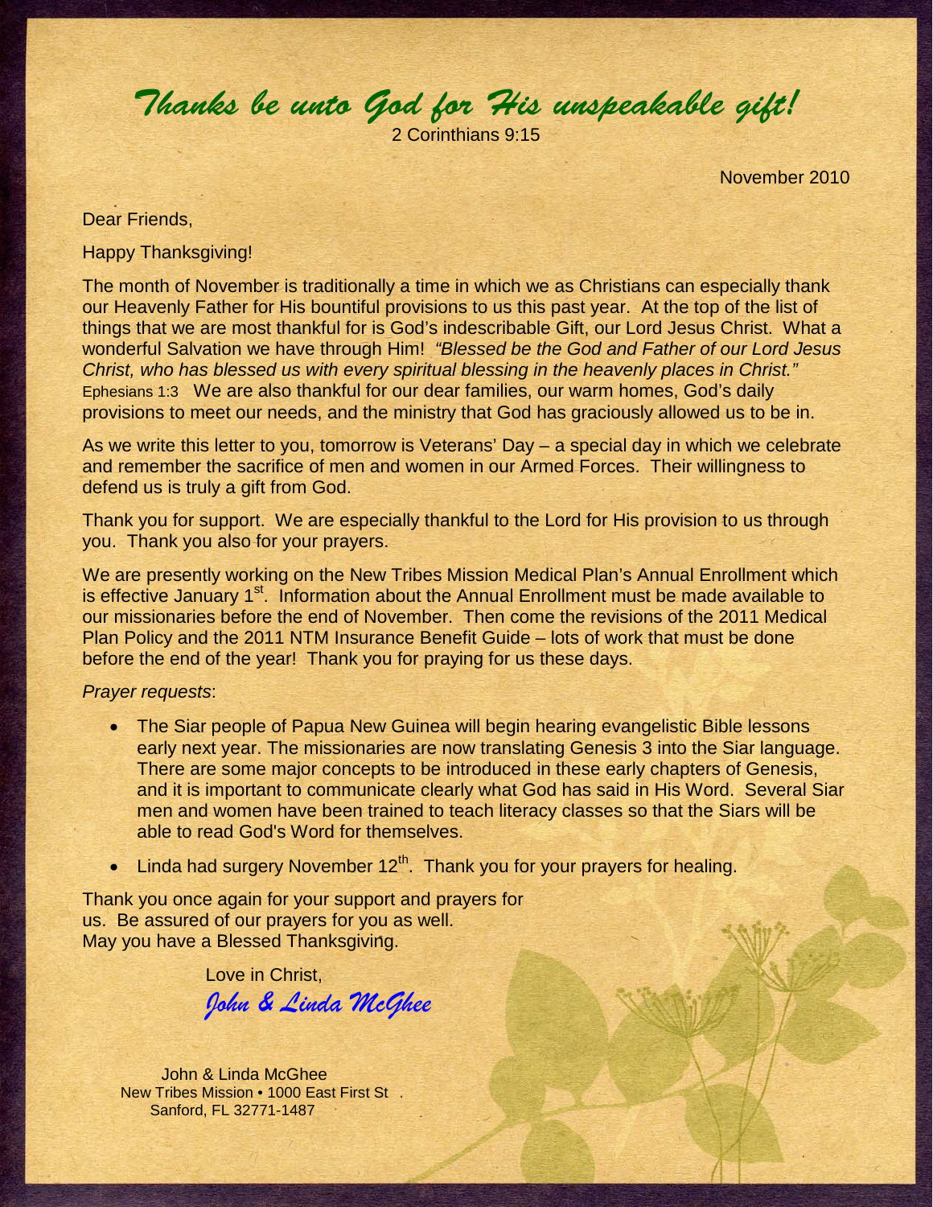# *Thanks be unto God for His unspeakable gift!*

2 Corinthians 9:15

November 2010

Dear Friends,

Happy Thanksgiving!

The month of November is traditionally a time in which we as Christians can especially thank our Heavenly Father for His bountiful provisions to us this past year. At the top of the list of things that we are most thankful for is God's indescribable Gift, our Lord Jesus Christ. What a wonderful Salvation we have through Him! *"Blessed be the God and Father of our Lord Jesus Christ, who has blessed us with every spiritual blessing in the heavenly places in Christ."* Ephesians 1:3 We are also thankful for our dear families, our warm homes, God's daily provisions to meet our needs, and the ministry that God has graciously allowed us to be in.

As we write this letter to you, tomorrow is Veterans' Day – a special day in which we celebrate and remember the sacrifice of men and women in our Armed Forces. Their willingness to defend us is truly a gift from God.

Thank you for support. We are especially thankful to the Lord for His provision to us through you. Thank you also for your prayers.

We are presently working on the New Tribes Mission Medical Plan's Annual Enrollment which is effective January 1st. Information about the Annual Enrollment must be made available to our missionaries before the end of November. Then come the revisions of the 2011 Medical Plan Policy and the 2011 NTM Insurance Benefit Guide – lots of work that must be done before the end of the year! Thank you for praying for us these days.

*Prayer requests*:

- The Siar people of Papua New Guinea will begin hearing evangelistic Bible lessons early next year. The missionaries are now translating Genesis 3 into the Siar language. There are some major concepts to be introduced in these early chapters of Genesis, and it is important to communicate clearly what God has said in His Word. Several Siar men and women have been trained to teach literacy classes so that the Siars will be able to read God's Word for themselves.
- Linda had surgery November 12th. Thank you for your prayers for healing.

Thank you once again for your support and prayers for us. Be assured of our prayers for you as well. May you have a Blessed Thanksgiving.

Love in Christ,

*John & Linda McGhee*

John & Linda McGhee
New Tribes Mission • 1000 East First St
Sanford, FL 32771-1487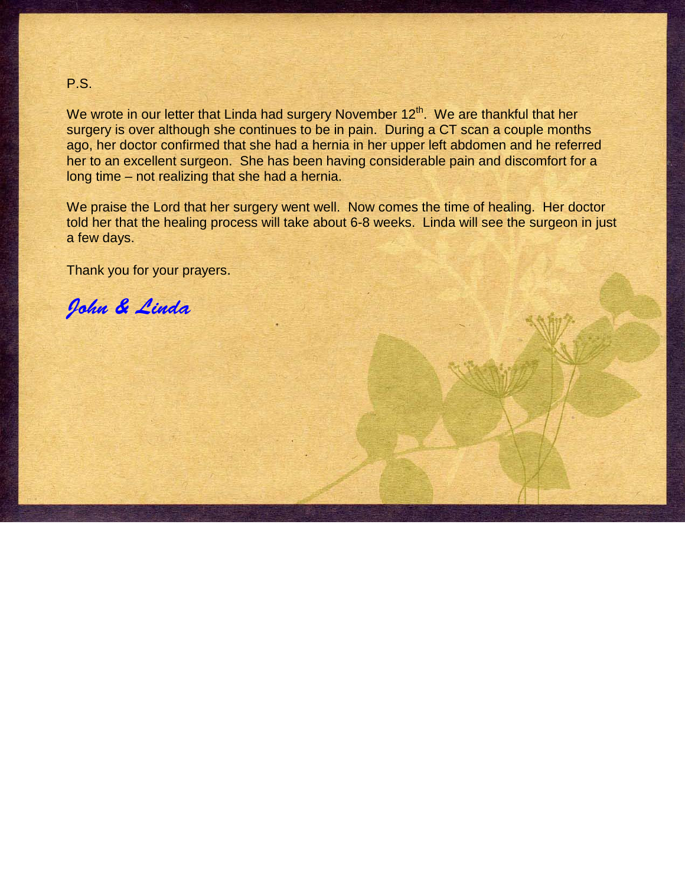P.S.

We wrote in our letter that Linda had surgery November 12th. We are thankful that her surgery is over although she continues to be in pain. During a CT scan a couple months ago, her doctor confirmed that she had a hernia in her upper left abdomen and he referred her to an excellent surgeon. She has been having considerable pain and discomfort for a long time – not realizing that she had a hernia.

We praise the Lord that her surgery went well. Now comes the time of healing. Her doctor told her that the healing process will take about 6-8 weeks. Linda will see the surgeon in just a few days.

Thank you for your prayers.

*John & Linda*